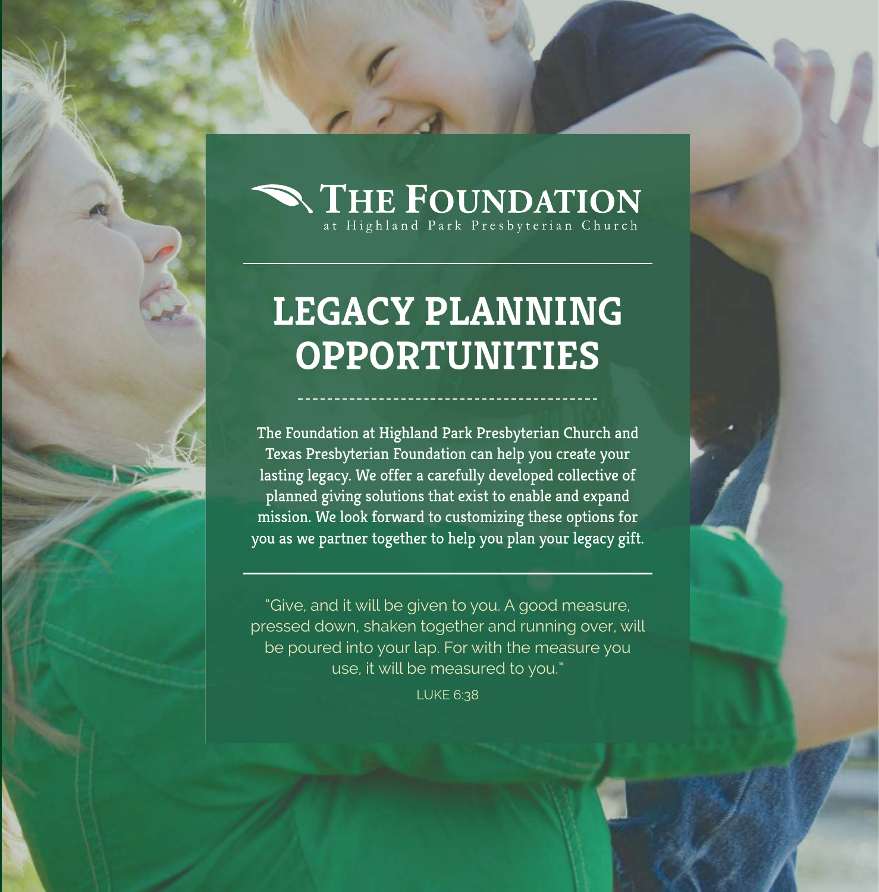**THE FOUNDATION**
at Highland Park Presbyterian Church

# LEGACY PLANNING OPPORTUNITIES

The Foundation at Highland Park Presbyterian Church and Texas Presbyterian Foundation can help you create your lasting legacy. We offer a carefully developed collective of planned giving solutions that exist to enable and expand mission. We look forward to customizing these options for you as we partner together to help you plan your legacy gift.

"Give, and it will be given to you. A good measure, pressed down, shaken together and running over, will be poured into your lap. For with the measure you use, it will be measured to you."

LUKE 6:38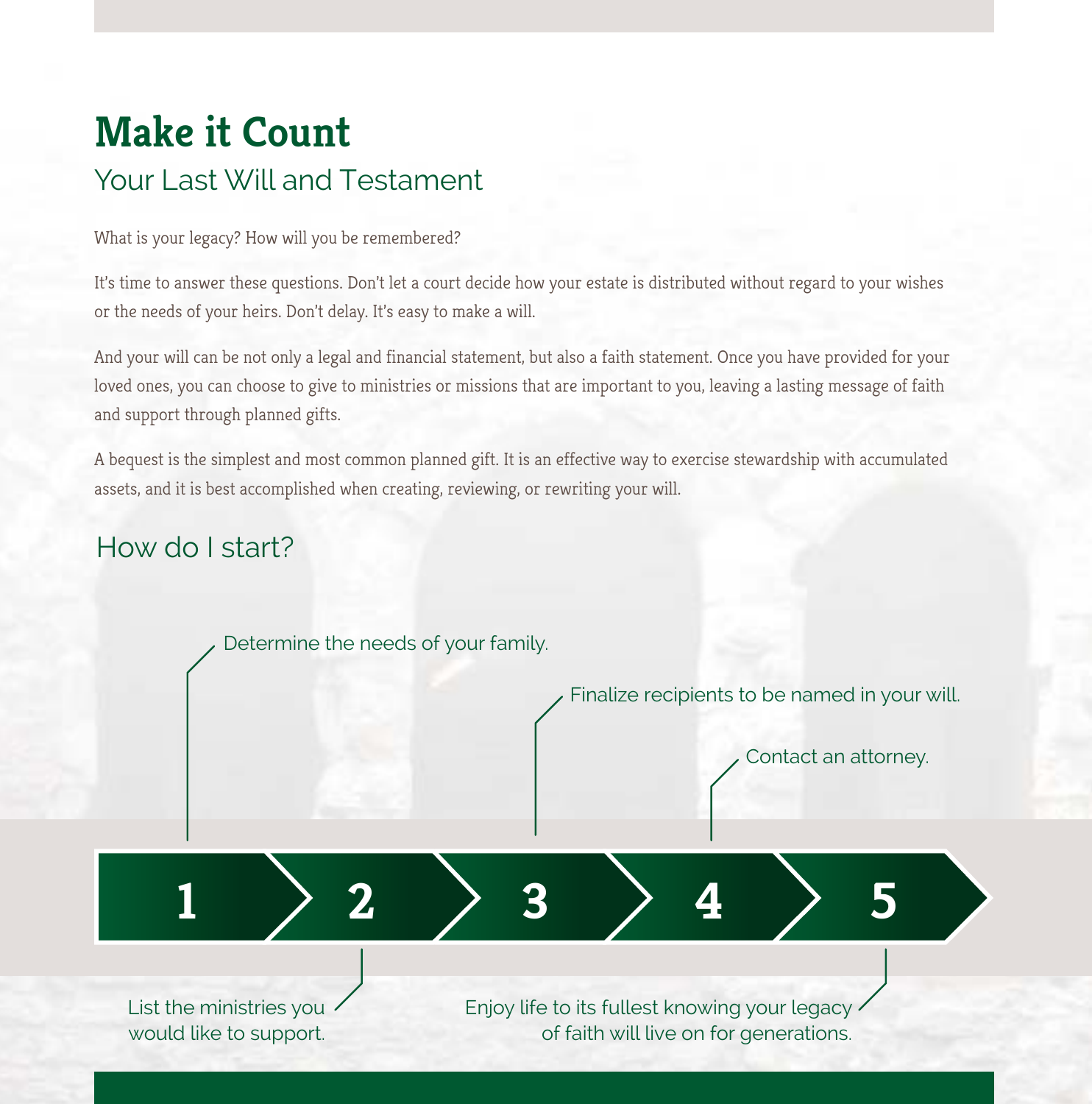# Make it Count

## Your Last Will and Testament

What is your legacy? How will you be remembered?

It's time to answer these questions. Don't let a court decide how your estate is distributed without regard to your wishes or the needs of your heirs. Don't delay. It's easy to make a will.

And your will can be not only a legal and financial statement, but also a faith statement. Once you have provided for your loved ones, you can choose to give to ministries or missions that are important to you, leaving a lasting message of faith and support through planned gifts.

A bequest is the simplest and most common planned gift. It is an effective way to exercise stewardship with accumulated assets, and it is best accomplished when creating, reviewing, or rewriting your will.

## How do I start?

1. Determine the needs of your family.
2. List the ministries you would like to support.
3. Finalize recipients to be named in your will.
4. Contact an attorney.
5. Enjoy life to its fullest knowing your legacy of faith will live on for generations.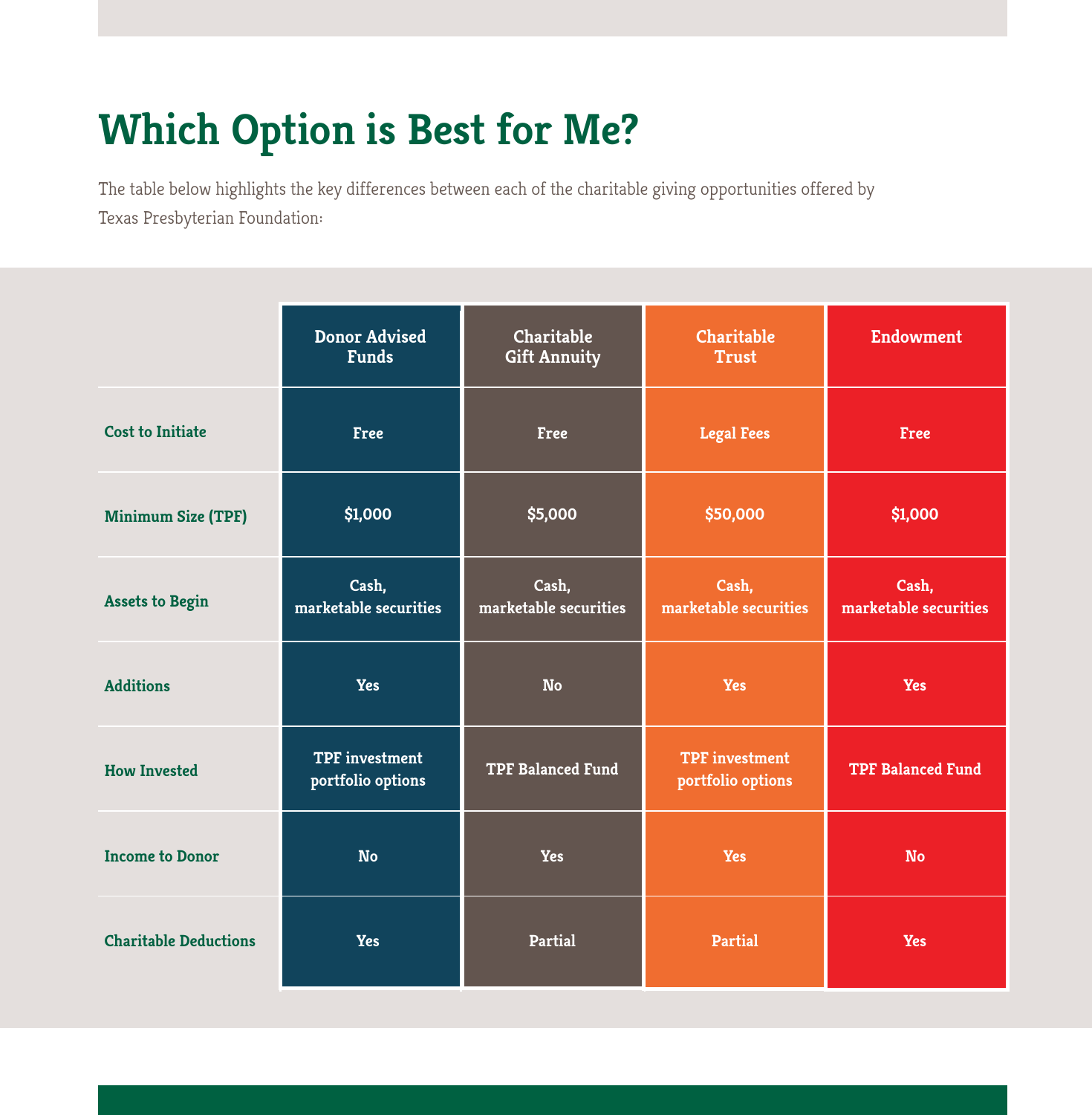# Which Option is Best for Me?

The table below highlights the key differences between each of the charitable giving opportunities offered by Texas Presbyterian Foundation:

| | Donor Advised Funds | Charitable Gift Annuity | Charitable Trust | Endowment |
|---|---|---|---|---|
| **Cost to Initiate** | Free | Free | Legal Fees | Free |
| **Minimum Size (TPF)** | $1,000 | $5,000 | $50,000 | $1,000 |
| **Assets to Begin** | Cash, marketable securities | Cash, marketable securities | Cash, marketable securities | Cash, marketable securities |
| **Additions** | Yes | No | Yes | Yes |
| **How Invested** | TPF investment portfolio options | TPF Balanced Fund | TPF investment portfolio options | TPF Balanced Fund |
| **Income to Donor** | No | Yes | Yes | No |
| **Charitable Deductions** | Yes | Partial | Partial | Yes |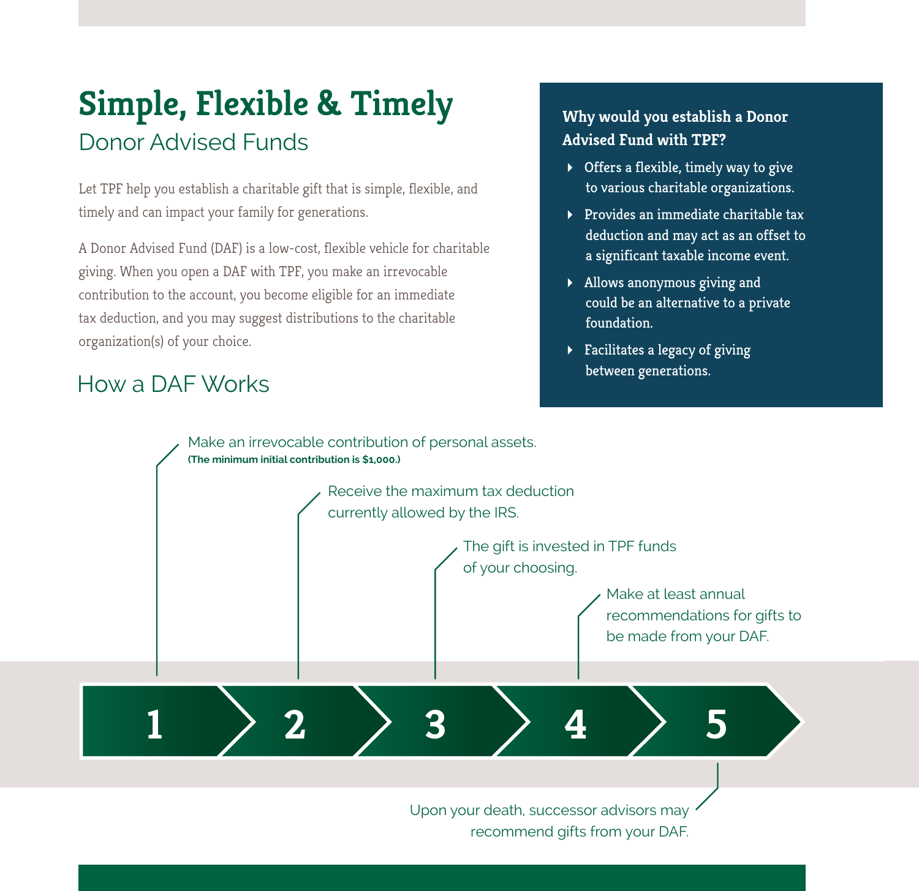# Simple, Flexible & Timely

## Donor Advised Funds

Let TPF help you establish a charitable gift that is simple, flexible, and timely and can impact your family for generations.

A Donor Advised Fund (DAF) is a low-cost, flexible vehicle for charitable giving. When you open a DAF with TPF, you make an irrevocable contribution to the account, you become eligible for an immediate tax deduction, and you may suggest distributions to the charitable organization(s) of your choice.

**Why would you establish a Donor Advised Fund with TPF?**

- Offers a flexible, timely way to give to various charitable organizations.
- Provides an immediate charitable tax deduction and may act as an offset to a significant taxable income event.
- Allows anonymous giving and could be an alternative to a private foundation.
- Facilitates a legacy of giving between generations.

## How a DAF Works

1. Make an irrevocable contribution of personal assets. **(The minimum initial contribution is $1,000.)**
2. Receive the maximum tax deduction currently allowed by the IRS.
3. The gift is invested in TPF funds of your choosing.
4. Make at least annual recommendations for gifts to be made from your DAF.
5. Upon your death, successor advisors may recommend gifts from your DAF.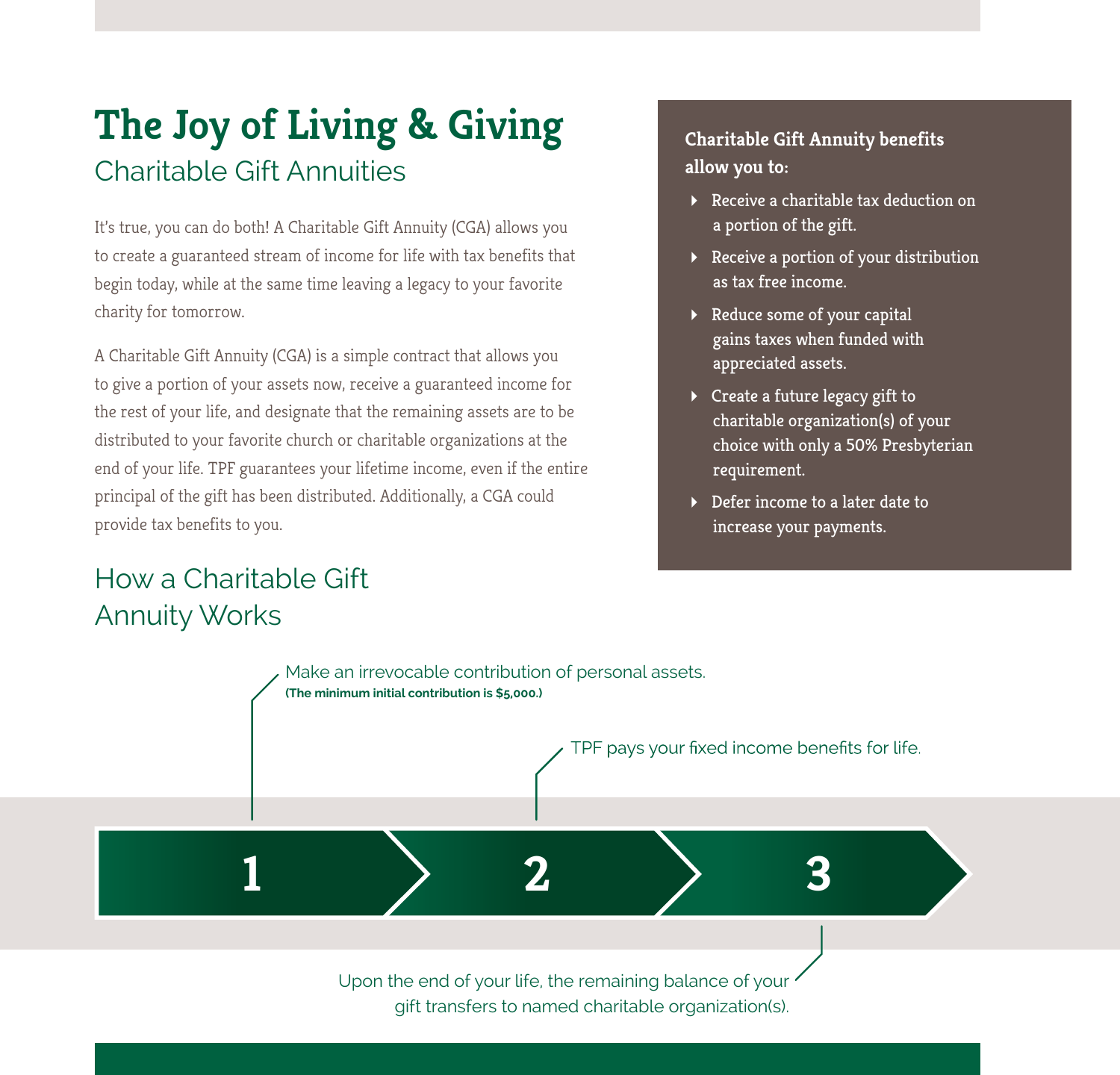# The Joy of Living & Giving

## Charitable Gift Annuities

It's true, you can do both! A Charitable Gift Annuity (CGA) allows you to create a guaranteed stream of income for life with tax benefits that begin today, while at the same time leaving a legacy to your favorite charity for tomorrow.

A Charitable Gift Annuity (CGA) is a simple contract that allows you to give a portion of your assets now, receive a guaranteed income for the rest of your life, and designate that the remaining assets are to be distributed to your favorite church or charitable organizations at the end of your life. TPF guarantees your lifetime income, even if the entire principal of the gift has been distributed. Additionally, a CGA could provide tax benefits to you.

**Charitable Gift Annuity benefits allow you to:**

- Receive a charitable tax deduction on a portion of the gift.
- Receive a portion of your distribution as tax free income.
- Reduce some of your capital gains taxes when funded with appreciated assets.
- Create a future legacy gift to charitable organization(s) of your choice with only a 50% Presbyterian requirement.
- Defer income to a later date to increase your payments.

## How a Charitable Gift Annuity Works

1. Make an irrevocable contribution of personal assets. **(The minimum initial contribution is $5,000.)**
2. TPF pays your fixed income benefits for life.
3. Upon the end of your life, the remaining balance of your gift transfers to named charitable organization(s).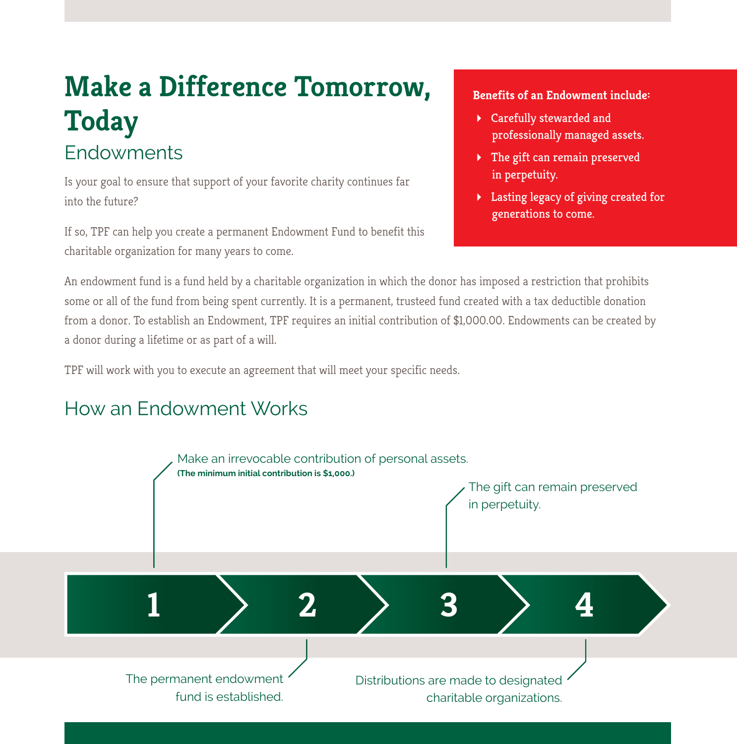# Make a Difference Tomorrow, Today

## Endowments

Is your goal to ensure that support of your favorite charity continues far into the future?

If so, TPF can help you create a permanent Endowment Fund to benefit this charitable organization for many years to come.

**Benefits of an Endowment include:**

- Carefully stewarded and professionally managed assets.
- The gift can remain preserved in perpetuity.
- Lasting legacy of giving created for generations to come.

An endowment fund is a fund held by a charitable organization in which the donor has imposed a restriction that prohibits some or all of the fund from being spent currently. It is a permanent, trusteed fund created with a tax deductible donation from a donor. To establish an Endowment, TPF requires an initial contribution of $1,000.00. Endowments can be created by a donor during a lifetime or as part of a will.

TPF will work with you to execute an agreement that will meet your specific needs.

## How an Endowment Works

1. Make an irrevocable contribution of personal assets. **(The minimum initial contribution is $1,000.)**
2. The permanent endowment fund is established.
3. The gift can remain preserved in perpetuity.
4. Distributions are made to designated charitable organizations.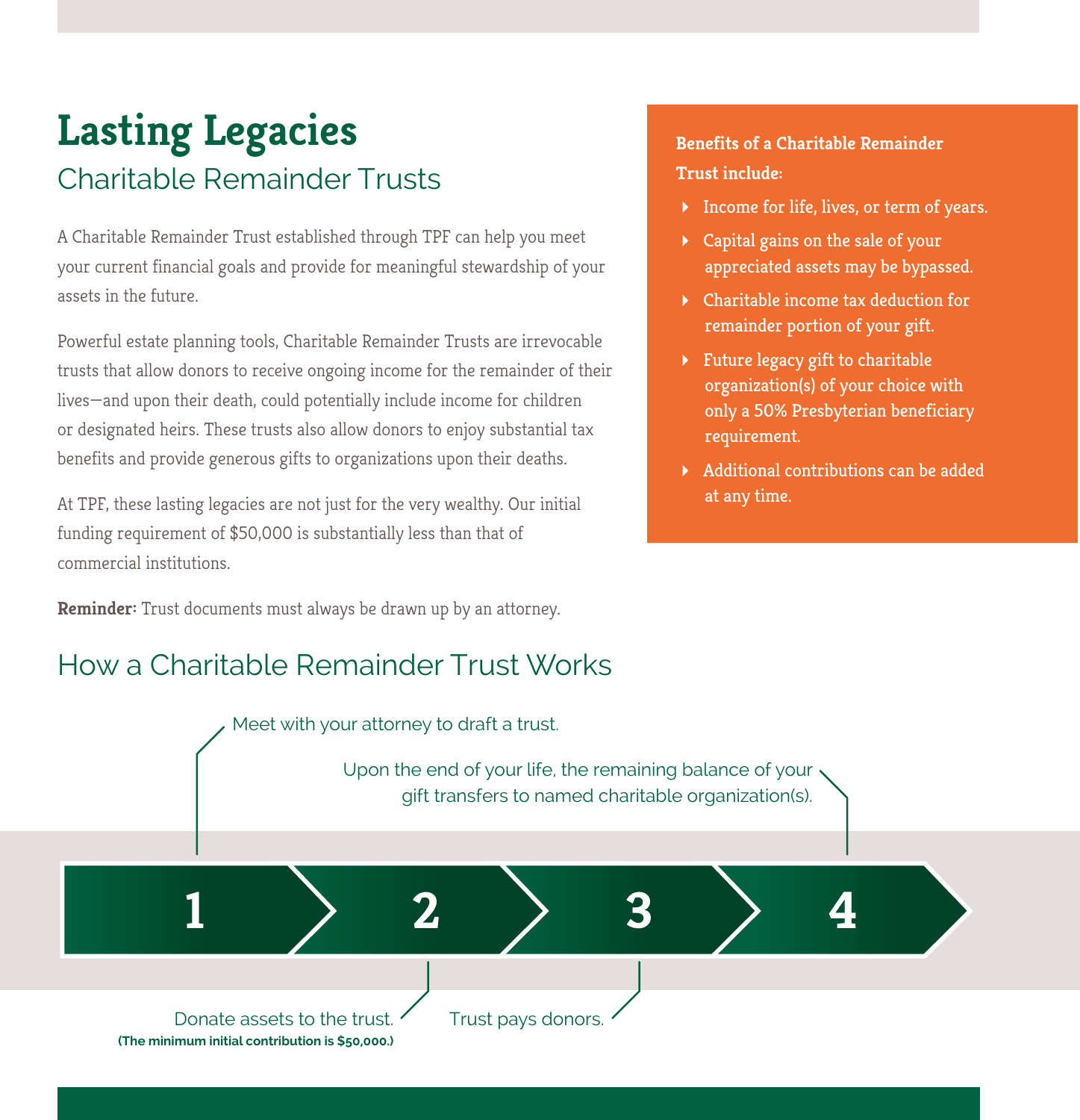# Lasting Legacies

## Charitable Remainder Trusts

A Charitable Remainder Trust established through TPF can help you meet your current financial goals and provide for meaningful stewardship of your assets in the future.

Powerful estate planning tools, Charitable Remainder Trusts are irrevocable trusts that allow donors to receive ongoing income for the remainder of their lives—and upon their death, could potentially include income for children or designated heirs. These trusts also allow donors to enjoy substantial tax benefits and provide generous gifts to organizations upon their deaths.

At TPF, these lasting legacies are not just for the very wealthy. Our initial funding requirement of $50,000 is substantially less than that of commercial institutions.

**Reminder:** Trust documents must always be drawn up by an attorney.

**Benefits of a Charitable Remainder Trust include:**

- Income for life, lives, or term of years.
- Capital gains on the sale of your appreciated assets may be bypassed.
- Charitable income tax deduction for remainder portion of your gift.
- Future legacy gift to charitable organization(s) of your choice with only a 50% Presbyterian beneficiary requirement.
- Additional contributions can be added at any time.

## How a Charitable Remainder Trust Works

1. Meet with your attorney to draft a trust.
2. Donate assets to the trust. **(The minimum initial contribution is $50,000.)**
3. Trust pays donors.
4. Upon the end of your life, the remaining balance of your gift transfers to named charitable organization(s).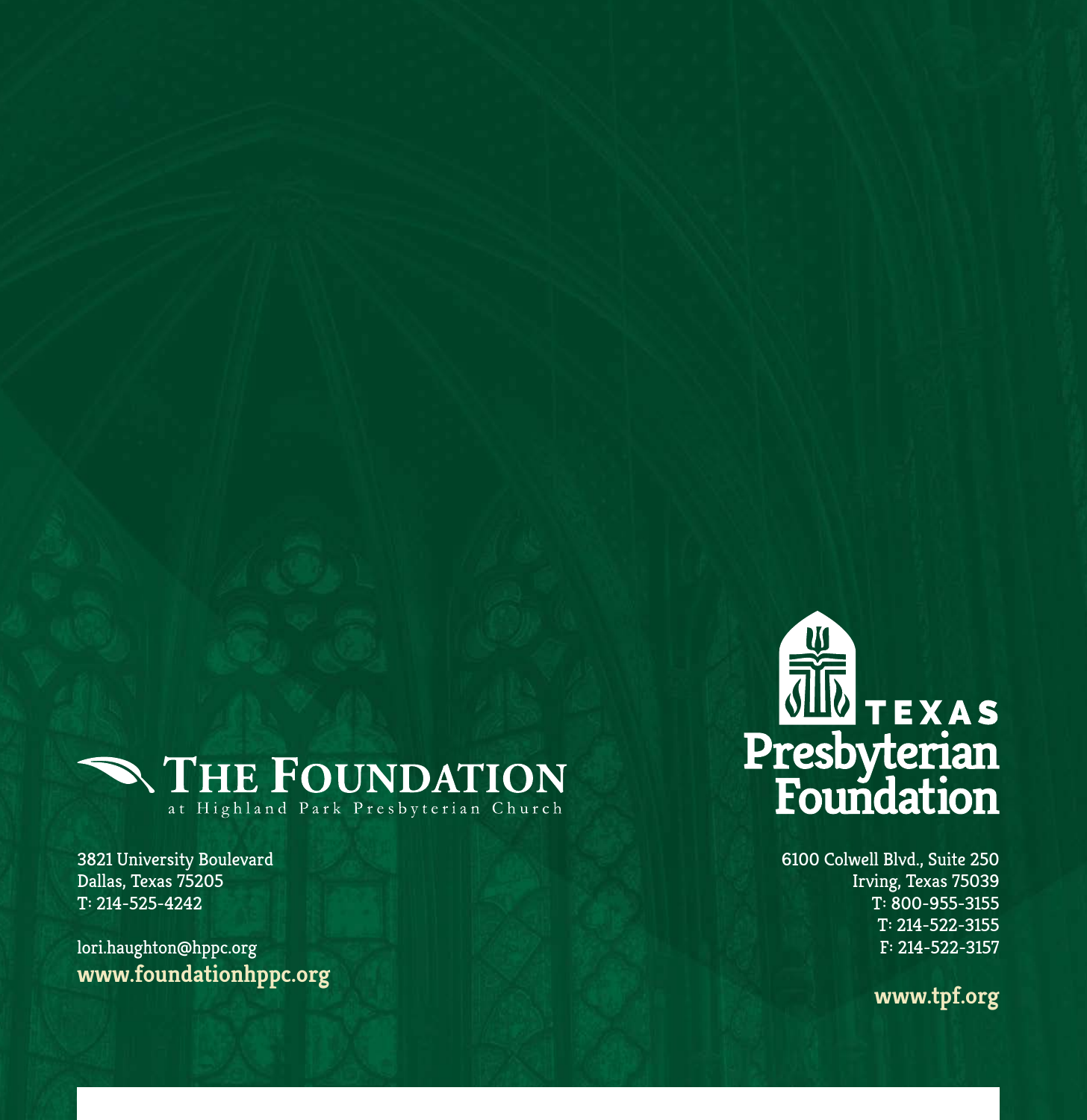**THE FOUNDATION**
at Highland Park Presbyterian Church

3821 University Boulevard
Dallas, Texas 75205
T: 214-525-4242

lori.haughton@hppc.org
**www.foundationhppc.org**

**TEXAS Presbyterian Foundation**

6100 Colwell Blvd., Suite 250
Irving, Texas 75039
T: 800-955-3155
T: 214-522-3155
F: 214-522-3157

**www.tpf.org**